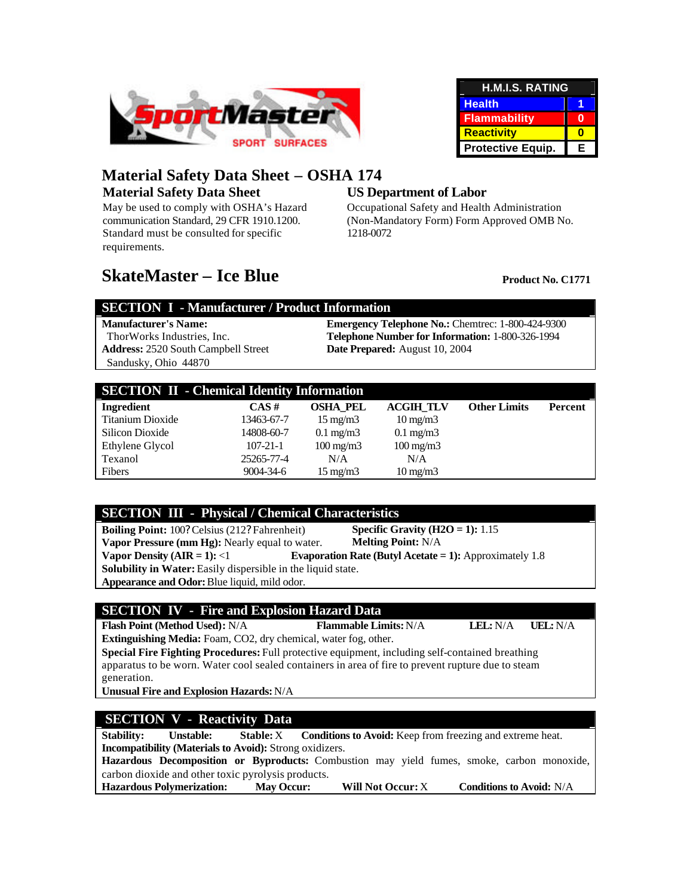SportMaster SPORT SURFACES

| H.M.I.S. RATING | |
|---|---|
| Health | 1 |
| Flammability | 0 |
| Reactivity | 0 |
| Protective Equip. | E |

# Material Safety Data Sheet – OSHA 174

**Material Safety Data Sheet**
May be used to comply with OSHA's Hazard communication Standard, 29 CFR 1910.1200. Standard must be consulted for specific requirements.

**US Department of Labor**
Occupational Safety and Health Administration (Non-Mandatory Form) Form Approved OMB No. 1218-0072

## SkateMaster – Ice Blue

**Product No. C1771**

## SECTION I - Manufacturer / Product Information

**Manufacturer's Name:**
ThorWorks Industries, Inc.
**Address:** 2520 South Campbell Street
Sandusky, Ohio 44870

**Emergency Telephone No.:** Chemtrec: 1-800-424-9300
**Telephone Number for Information:** 1-800-326-1994
**Date Prepared:** August 10, 2004

## SECTION II - Chemical Identity Information

| Ingredient | CAS # | OSHA_PEL | ACGIH_TLV | Other Limits | Percent |
|---|---|---|---|---|---|
| Titanium Dioxide | 13463-67-7 | 15 mg/m3 | 10 mg/m3 | | |
| Silicon Dioxide | 14808-60-7 | 0.1 mg/m3 | 0.1 mg/m3 | | |
| Ethylene Glycol | 107-21-1 | 100 mg/m3 | 100 mg/m3 | | |
| Texanol | 25265-77-4 | N/A | N/A | | |
| Fibers | 9004-34-6 | 15 mg/m3 | 10 mg/m3 | | |

## SECTION III - Physical / Chemical Characteristics

**Boiling Point:** 100? Celsius (212? Fahrenheit)
**Specific Gravity (H2O = 1):** 1.15
**Vapor Pressure (mm Hg):** Nearly equal to water.
**Melting Point:** N/A
**Vapor Density (AIR = 1):** <1
**Evaporation Rate (Butyl Acetate = 1):** Approximately 1.8
**Solubility in Water:** Easily dispersible in the liquid state.
**Appearance and Odor:** Blue liquid, mild odor.

## SECTION IV - Fire and Explosion Hazard Data

**Flash Point (Method Used):** N/A **Flammable Limits:** N/A **LEL:** N/A **UEL:** N/A
**Extinguishing Media:** Foam, CO2, dry chemical, water fog, other.
**Special Fire Fighting Procedures:** Full protective equipment, including self-contained breathing apparatus to be worn. Water cool sealed containers in area of fire to prevent rupture due to steam generation.
**Unusual Fire and Explosion Hazards:** N/A

## SECTION V - Reactivity Data

**Stability:** **Unstable:** **Stable:** X **Conditions to Avoid:** Keep from freezing and extreme heat.
**Incompatibility (Materials to Avoid):** Strong oxidizers.
**Hazardous Decomposition or Byproducts:** Combustion may yield fumes, smoke, carbon monoxide, carbon dioxide and other toxic pyrolysis products.
**Hazardous Polymerization:** **May Occur:** **Will Not Occur:** X **Conditions to Avoid:** N/A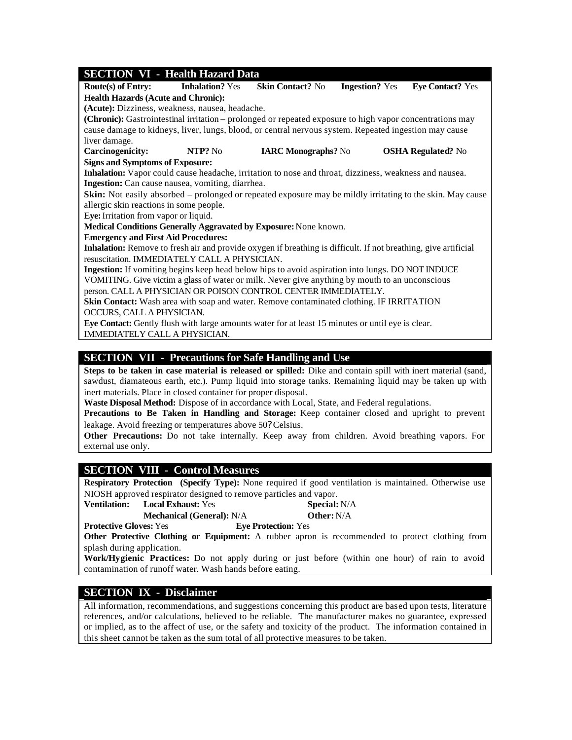## SECTION VI - Health Hazard Data

**Route(s) of Entry:** **Inhalation?** Yes **Skin Contact?** No **Ingestion?** Yes **Eye Contact?** Yes

**Health Hazards (Acute and Chronic):**

**(Acute):** Dizziness, weakness, nausea, headache.

**(Chronic):** Gastrointestinal irritation – prolonged or repeated exposure to high vapor concentrations may cause damage to kidneys, liver, lungs, blood, or central nervous system. Repeated ingestion may cause liver damage.

**Carcinogenicity:** **NTP?** No **IARC Monographs?** No **OSHA Regulated?** No

**Signs and Symptoms of Exposure:**

**Inhalation:** Vapor could cause headache, irritation to nose and throat, dizziness, weakness and nausea.

**Ingestion:** Can cause nausea, vomiting, diarrhea.

**Skin:** Not easily absorbed – prolonged or repeated exposure may be mildly irritating to the skin. May cause allergic skin reactions in some people.

**Eye:** Irritation from vapor or liquid.

**Medical Conditions Generally Aggravated by Exposure:** None known.

**Emergency and First Aid Procedures:**

**Inhalation:** Remove to fresh air and provide oxygen if breathing is difficult. If not breathing, give artificial resuscitation. IMMEDIATELY CALL A PHYSICIAN.

**Ingestion:** If vomiting begins keep head below hips to avoid aspiration into lungs. DO NOT INDUCE VOMITING. Give victim a glass of water or milk. Never give anything by mouth to an unconscious person. CALL A PHYSICIAN OR POISON CONTROL CENTER IMMEDIATELY.

**Skin Contact:** Wash area with soap and water. Remove contaminated clothing. IF IRRITATION OCCURS, CALL A PHYSICIAN.

**Eye Contact:** Gently flush with large amounts water for at least 15 minutes or until eye is clear. IMMEDIATELY CALL A PHYSICIAN.

## SECTION VII - Precautions for Safe Handling and Use

**Steps to be taken in case material is released or spilled:** Dike and contain spill with inert material (sand, sawdust, diamateous earth, etc.). Pump liquid into storage tanks. Remaining liquid may be taken up with inert materials. Place in closed container for proper disposal.

**Waste Disposal Method:** Dispose of in accordance with Local, State, and Federal regulations.

**Precautions to Be Taken in Handling and Storage:** Keep container closed and upright to prevent leakage. Avoid freezing or temperatures above 50?Celsius.

**Other Precautions:** Do not take internally. Keep away from children. Avoid breathing vapors. For external use only.

## SECTION VIII - Control Measures

**Respiratory Protection (Specify Type):** None required if good ventilation is maintained. Otherwise use NIOSH approved respirator designed to remove particles and vapor.

**Ventilation:** **Local Exhaust:** Yes **Special:** N/A

**Mechanical (General):** N/A **Other:** N/A

**Protective Gloves:** Yes **Eye Protection:** Yes

**Other Protective Clothing or Equipment:** A rubber apron is recommended to protect clothing from splash during application.

**Work/Hygienic Practices:** Do not apply during or just before (within one hour) of rain to avoid contamination of runoff water. Wash hands before eating.

## SECTION IX - Disclaimer

All information, recommendations, and suggestions concerning this product are based upon tests, literature references, and/or calculations, believed to be reliable. The manufacturer makes no guarantee, expressed or implied, as to the affect of use, or the safety and toxicity of the product. The information contained in this sheet cannot be taken as the sum total of all protective measures to be taken.